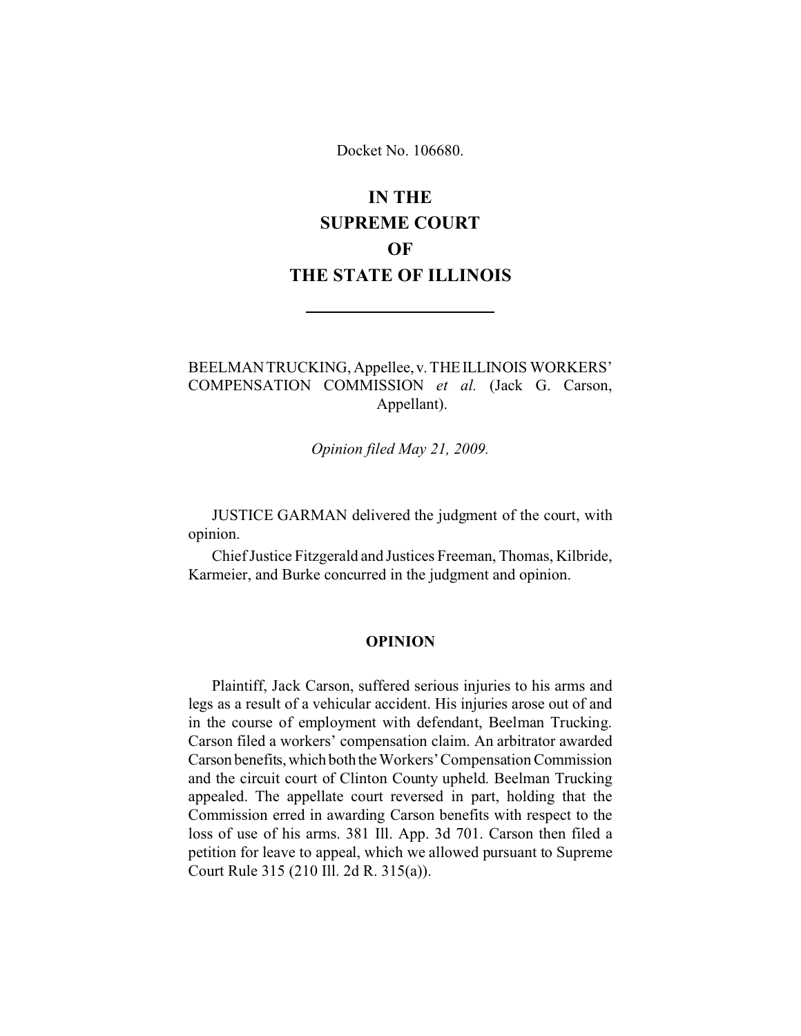Docket No. 106680.

# IN THE SUPREME COURT OF THE STATE OF ILLINOIS

---

BEELMAN TRUCKING, Appellee, v. THE ILLINOIS WORKERS' COMPENSATION COMMISSION *et al.* (Jack G. Carson, Appellant).

*Opinion filed May 21, 2009.*

JUSTICE GARMAN delivered the judgment of the court, with opinion.

Chief Justice Fitzgerald and Justices Freeman, Thomas, Kilbride, Karmeier, and Burke concurred in the judgment and opinion.

## OPINION

Plaintiff, Jack Carson, suffered serious injuries to his arms and legs as a result of a vehicular accident. His injuries arose out of and in the course of employment with defendant, Beelman Trucking. Carson filed a workers' compensation claim. An arbitrator awarded Carson benefits, which both the Workers' Compensation Commission and the circuit court of Clinton County upheld. Beelman Trucking appealed. The appellate court reversed in part, holding that the Commission erred in awarding Carson benefits with respect to the loss of use of his arms. 381 Ill. App. 3d 701. Carson then filed a petition for leave to appeal, which we allowed pursuant to Supreme Court Rule 315 (210 Ill. 2d R. 315(a)).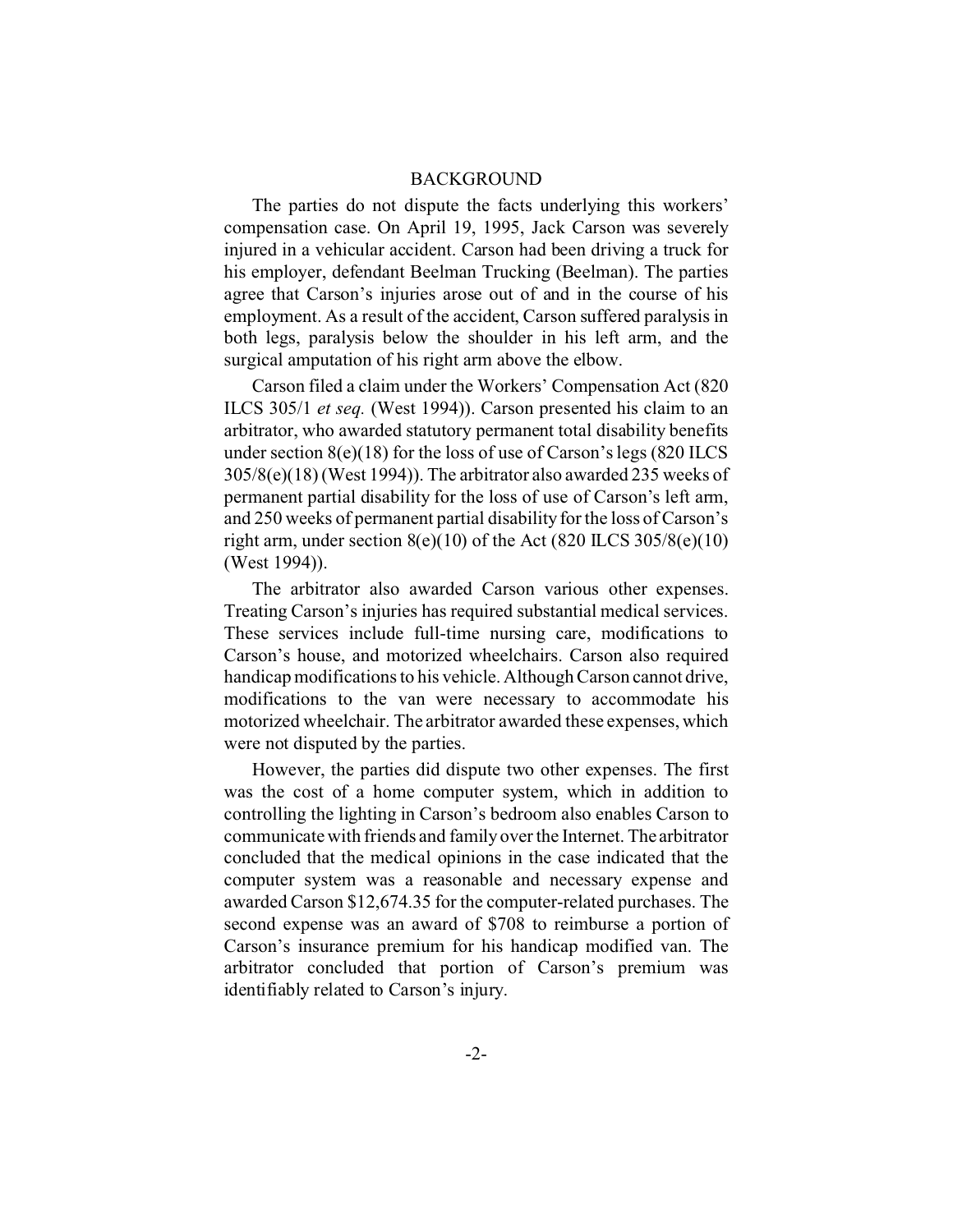## BACKGROUND

The parties do not dispute the facts underlying this workers' compensation case. On April 19, 1995, Jack Carson was severely injured in a vehicular accident. Carson had been driving a truck for his employer, defendant Beelman Trucking (Beelman). The parties agree that Carson's injuries arose out of and in the course of his employment. As a result of the accident, Carson suffered paralysis in both legs, paralysis below the shoulder in his left arm, and the surgical amputation of his right arm above the elbow.

Carson filed a claim under the Workers' Compensation Act (820 ILCS 305/1 *et seq.* (West 1994)). Carson presented his claim to an arbitrator, who awarded statutory permanent total disability benefits under section 8(e)(18) for the loss of use of Carson's legs (820 ILCS 305/8(e)(18) (West 1994)). The arbitrator also awarded 235 weeks of permanent partial disability for the loss of use of Carson's left arm, and 250 weeks of permanent partial disability for the loss of Carson's right arm, under section 8(e)(10) of the Act (820 ILCS 305/8(e)(10) (West 1994)).

The arbitrator also awarded Carson various other expenses. Treating Carson's injuries has required substantial medical services. These services include full-time nursing care, modifications to Carson's house, and motorized wheelchairs. Carson also required handicap modifications to his vehicle. Although Carson cannot drive, modifications to the van were necessary to accommodate his motorized wheelchair. The arbitrator awarded these expenses, which were not disputed by the parties.

However, the parties did dispute two other expenses. The first was the cost of a home computer system, which in addition to controlling the lighting in Carson's bedroom also enables Carson to communicate with friends and family over the Internet. The arbitrator concluded that the medical opinions in the case indicated that the computer system was a reasonable and necessary expense and awarded Carson $12,674.35 for the computer-related purchases. The second expense was an award of $708 to reimburse a portion of Carson's insurance premium for his handicap modified van. The arbitrator concluded that portion of Carson's premium was identifiably related to Carson's injury.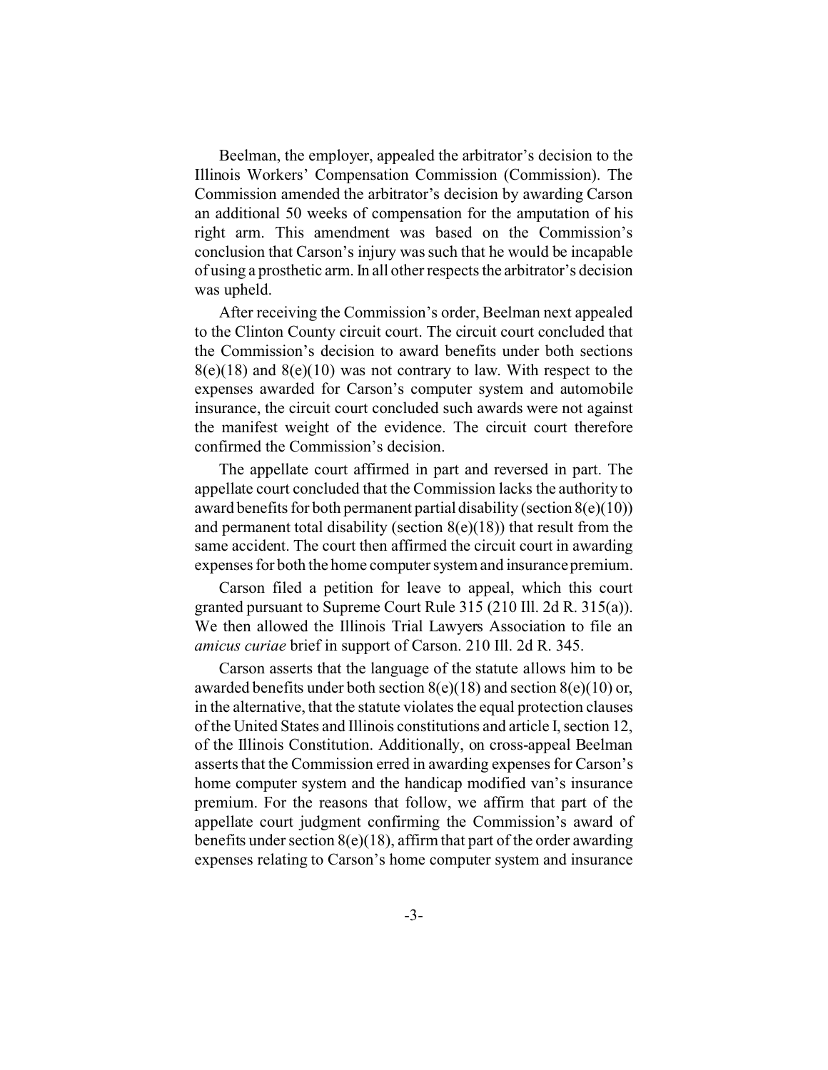Beelman, the employer, appealed the arbitrator's decision to the Illinois Workers' Compensation Commission (Commission). The Commission amended the arbitrator's decision by awarding Carson an additional 50 weeks of compensation for the amputation of his right arm. This amendment was based on the Commission's conclusion that Carson's injury was such that he would be incapable of using a prosthetic arm. In all other respects the arbitrator's decision was upheld.

After receiving the Commission's order, Beelman next appealed to the Clinton County circuit court. The circuit court concluded that the Commission's decision to award benefits under both sections 8(e)(18) and 8(e)(10) was not contrary to law. With respect to the expenses awarded for Carson's computer system and automobile insurance, the circuit court concluded such awards were not against the manifest weight of the evidence. The circuit court therefore confirmed the Commission's decision.

The appellate court affirmed in part and reversed in part. The appellate court concluded that the Commission lacks the authority to award benefits for both permanent partial disability (section 8(e)(10)) and permanent total disability (section 8(e)(18)) that result from the same accident. The court then affirmed the circuit court in awarding expenses for both the home computer system and insurance premium.

Carson filed a petition for leave to appeal, which this court granted pursuant to Supreme Court Rule 315 (210 Ill. 2d R. 315(a)). We then allowed the Illinois Trial Lawyers Association to file an *amicus curiae* brief in support of Carson. 210 Ill. 2d R. 345.

Carson asserts that the language of the statute allows him to be awarded benefits under both section 8(e)(18) and section 8(e)(10) or, in the alternative, that the statute violates the equal protection clauses of the United States and Illinois constitutions and article I, section 12, of the Illinois Constitution. Additionally, on cross-appeal Beelman asserts that the Commission erred in awarding expenses for Carson's home computer system and the handicap modified van's insurance premium. For the reasons that follow, we affirm that part of the appellate court judgment confirming the Commission's award of benefits under section 8(e)(18), affirm that part of the order awarding expenses relating to Carson's home computer system and insurance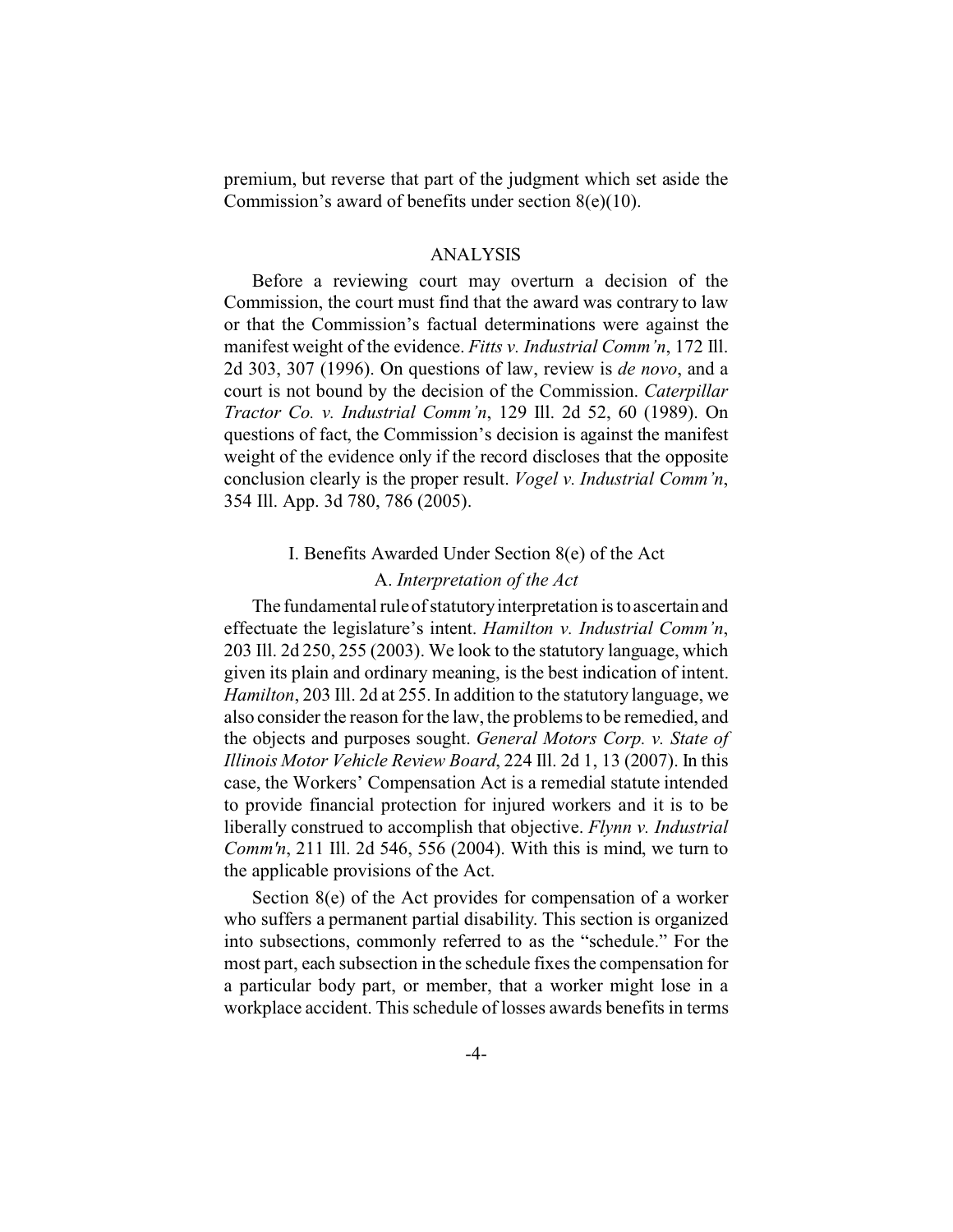premium, but reverse that part of the judgment which set aside the Commission's award of benefits under section 8(e)(10).

## ANALYSIS

Before a reviewing court may overturn a decision of the Commission, the court must find that the award was contrary to law or that the Commission's factual determinations were against the manifest weight of the evidence. *Fitts v. Industrial Comm'n*, 172 Ill. 2d 303, 307 (1996). On questions of law, review is *de novo*, and a court is not bound by the decision of the Commission. *Caterpillar Tractor Co. v. Industrial Comm'n*, 129 Ill. 2d 52, 60 (1989). On questions of fact, the Commission's decision is against the manifest weight of the evidence only if the record discloses that the opposite conclusion clearly is the proper result. *Vogel v. Industrial Comm'n*, 354 Ill. App. 3d 780, 786 (2005).

### I. Benefits Awarded Under Section 8(e) of the Act

#### A. *Interpretation of the Act*

The fundamental rule of statutory interpretation is to ascertain and effectuate the legislature's intent. *Hamilton v. Industrial Comm'n*, 203 Ill. 2d 250, 255 (2003). We look to the statutory language, which given its plain and ordinary meaning, is the best indication of intent. *Hamilton*, 203 Ill. 2d at 255. In addition to the statutory language, we also consider the reason for the law, the problems to be remedied, and the objects and purposes sought. *General Motors Corp. v. State of Illinois Motor Vehicle Review Board*, 224 Ill. 2d 1, 13 (2007). In this case, the Workers' Compensation Act is a remedial statute intended to provide financial protection for injured workers and it is to be liberally construed to accomplish that objective. *Flynn v. Industrial Comm'n*, 211 Ill. 2d 546, 556 (2004). With this is mind, we turn to the applicable provisions of the Act.

Section 8(e) of the Act provides for compensation of a worker who suffers a permanent partial disability. This section is organized into subsections, commonly referred to as the "schedule." For the most part, each subsection in the schedule fixes the compensation for a particular body part, or member, that a worker might lose in a workplace accident. This schedule of losses awards benefits in terms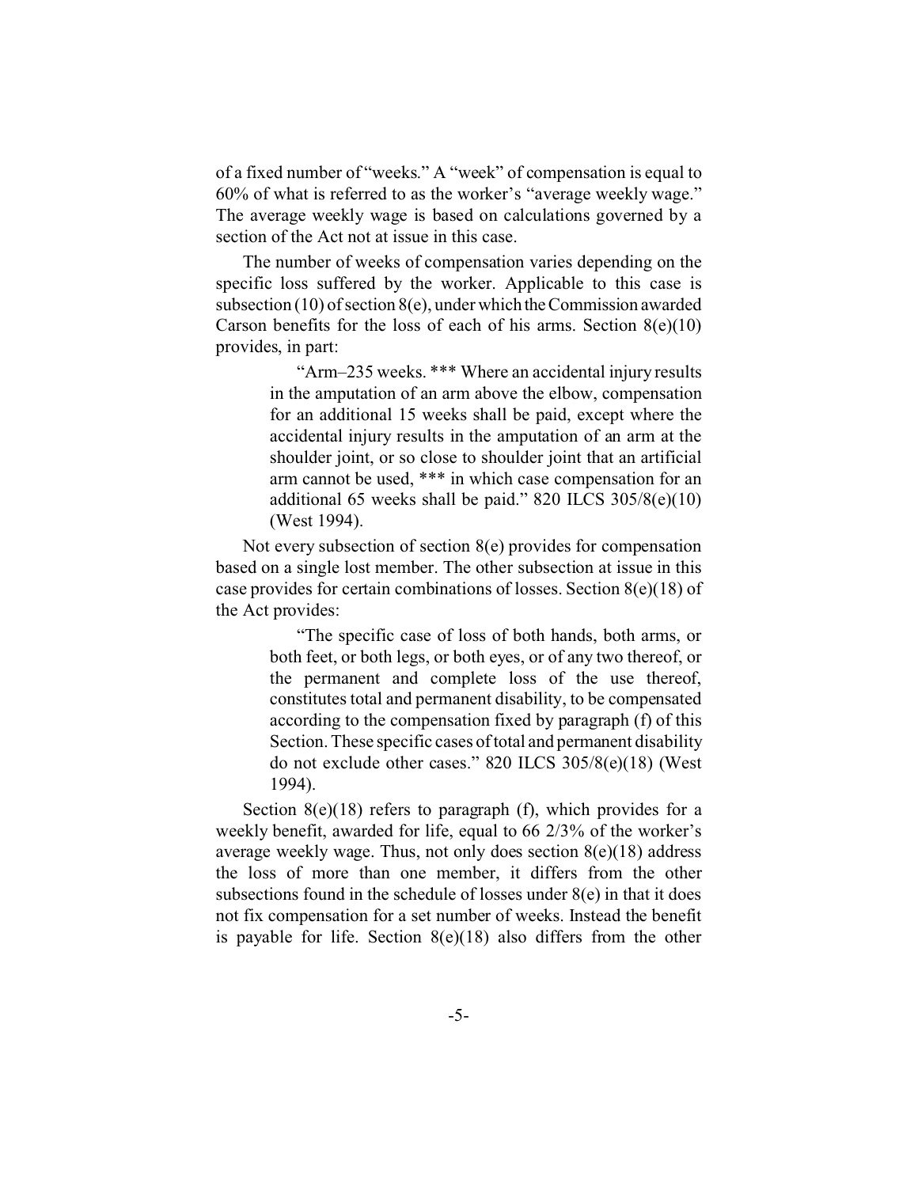of a fixed number of "weeks." A "week" of compensation is equal to 60% of what is referred to as the worker's "average weekly wage." The average weekly wage is based on calculations governed by a section of the Act not at issue in this case.

The number of weeks of compensation varies depending on the specific loss suffered by the worker. Applicable to this case is subsection (10) of section 8(e), under which the Commission awarded Carson benefits for the loss of each of his arms. Section 8(e)(10) provides, in part:

> "Arm–235 weeks. *** Where an accidental injury results in the amputation of an arm above the elbow, compensation for an additional 15 weeks shall be paid, except where the accidental injury results in the amputation of an arm at the shoulder joint, or so close to shoulder joint that an artificial arm cannot be used, *** in which case compensation for an additional 65 weeks shall be paid." 820 ILCS 305/8(e)(10) (West 1994).

Not every subsection of section 8(e) provides for compensation based on a single lost member. The other subsection at issue in this case provides for certain combinations of losses. Section 8(e)(18) of the Act provides:

> "The specific case of loss of both hands, both arms, or both feet, or both legs, or both eyes, or of any two thereof, or the permanent and complete loss of the use thereof, constitutes total and permanent disability, to be compensated according to the compensation fixed by paragraph (f) of this Section. These specific cases of total and permanent disability do not exclude other cases." 820 ILCS 305/8(e)(18) (West 1994).

Section 8(e)(18) refers to paragraph (f), which provides for a weekly benefit, awarded for life, equal to 66 2/3% of the worker's average weekly wage. Thus, not only does section 8(e)(18) address the loss of more than one member, it differs from the other subsections found in the schedule of losses under 8(e) in that it does not fix compensation for a set number of weeks. Instead the benefit is payable for life. Section 8(e)(18) also differs from the other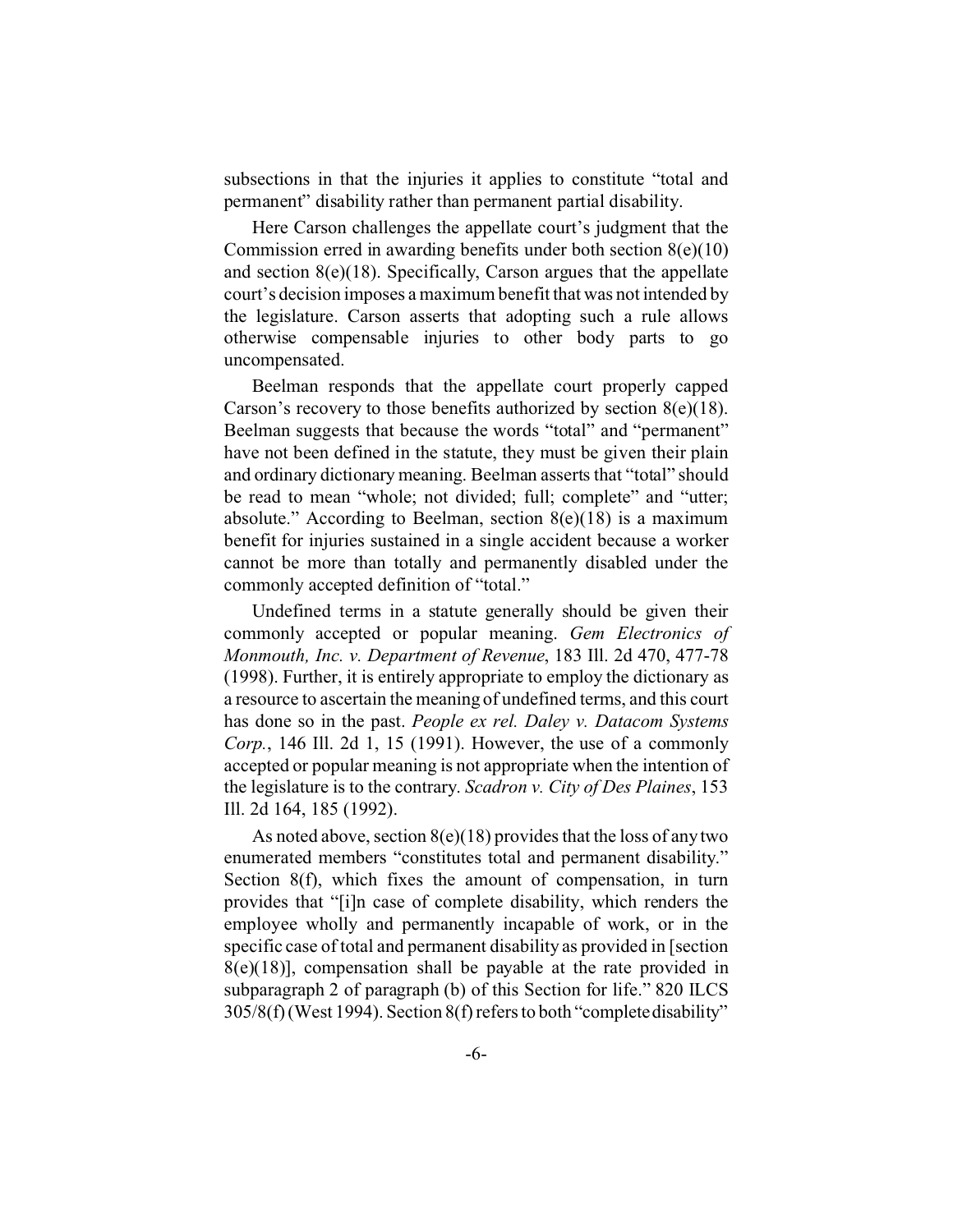subsections in that the injuries it applies to constitute "total and permanent" disability rather than permanent partial disability.

Here Carson challenges the appellate court's judgment that the Commission erred in awarding benefits under both section 8(e)(10) and section 8(e)(18). Specifically, Carson argues that the appellate court's decision imposes a maximum benefit that was not intended by the legislature. Carson asserts that adopting such a rule allows otherwise compensable injuries to other body parts to go uncompensated.

Beelman responds that the appellate court properly capped Carson's recovery to those benefits authorized by section 8(e)(18). Beelman suggests that because the words "total" and "permanent" have not been defined in the statute, they must be given their plain and ordinary dictionary meaning. Beelman asserts that "total" should be read to mean "whole; not divided; full; complete" and "utter; absolute." According to Beelman, section 8(e)(18) is a maximum benefit for injuries sustained in a single accident because a worker cannot be more than totally and permanently disabled under the commonly accepted definition of "total."

Undefined terms in a statute generally should be given their commonly accepted or popular meaning. *Gem Electronics of Monmouth, Inc. v. Department of Revenue*, 183 Ill. 2d 470, 477-78 (1998). Further, it is entirely appropriate to employ the dictionary as a resource to ascertain the meaning of undefined terms, and this court has done so in the past. *People ex rel. Daley v. Datacom Systems Corp.*, 146 Ill. 2d 1, 15 (1991). However, the use of a commonly accepted or popular meaning is not appropriate when the intention of the legislature is to the contrary. *Scadron v. City of Des Plaines*, 153 Ill. 2d 164, 185 (1992).

As noted above, section 8(e)(18) provides that the loss of any two enumerated members "constitutes total and permanent disability." Section 8(f), which fixes the amount of compensation, in turn provides that "[i]n case of complete disability, which renders the employee wholly and permanently incapable of work, or in the specific case of total and permanent disability as provided in [section 8(e)(18)], compensation shall be payable at the rate provided in subparagraph 2 of paragraph (b) of this Section for life." 820 ILCS 305/8(f) (West 1994). Section 8(f) refers to both "complete disability"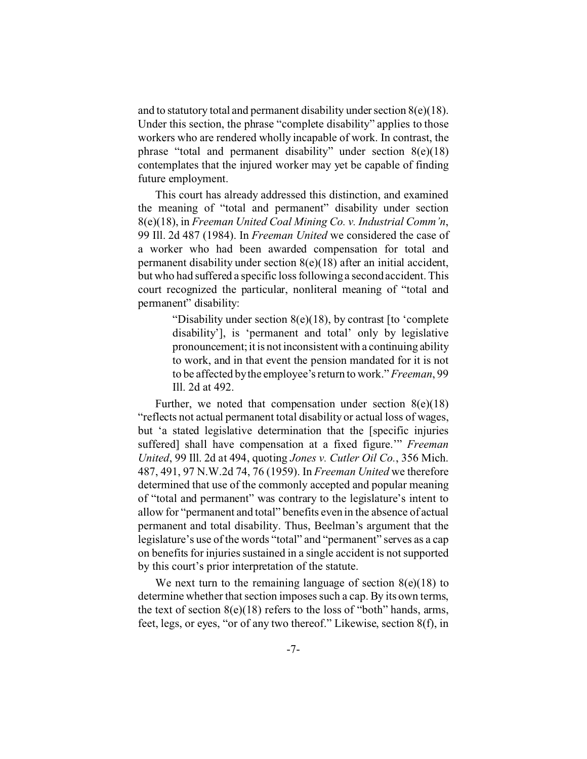and to statutory total and permanent disability under section 8(e)(18). Under this section, the phrase "complete disability" applies to those workers who are rendered wholly incapable of work. In contrast, the phrase "total and permanent disability" under section 8(e)(18) contemplates that the injured worker may yet be capable of finding future employment.

This court has already addressed this distinction, and examined the meaning of "total and permanent" disability under section 8(e)(18), in *Freeman United Coal Mining Co. v. Industrial Comm'n*, 99 Ill. 2d 487 (1984). In *Freeman United* we considered the case of a worker who had been awarded compensation for total and permanent disability under section 8(e)(18) after an initial accident, but who had suffered a specific loss following a second accident. This court recognized the particular, nonliteral meaning of "total and permanent" disability:

> "Disability under section 8(e)(18), by contrast [to 'complete disability'], is 'permanent and total' only by legislative pronouncement; it is not inconsistent with a continuing ability to work, and in that event the pension mandated for it is not to be affected by the employee's return to work." *Freeman*, 99 Ill. 2d at 492.

Further, we noted that compensation under section 8(e)(18) "reflects not actual permanent total disability or actual loss of wages, but 'a stated legislative determination that the [specific injuries suffered] shall have compensation at a fixed figure.'" *Freeman United*, 99 Ill. 2d at 494, quoting *Jones v. Cutler Oil Co.*, 356 Mich. 487, 491, 97 N.W.2d 74, 76 (1959). In *Freeman United* we therefore determined that use of the commonly accepted and popular meaning of "total and permanent" was contrary to the legislature's intent to allow for "permanent and total" benefits even in the absence of actual permanent and total disability. Thus, Beelman's argument that the legislature's use of the words "total" and "permanent" serves as a cap on benefits for injuries sustained in a single accident is not supported by this court's prior interpretation of the statute.

We next turn to the remaining language of section 8(e)(18) to determine whether that section imposes such a cap. By its own terms, the text of section 8(e)(18) refers to the loss of "both" hands, arms, feet, legs, or eyes, "or of any two thereof." Likewise, section 8(f), in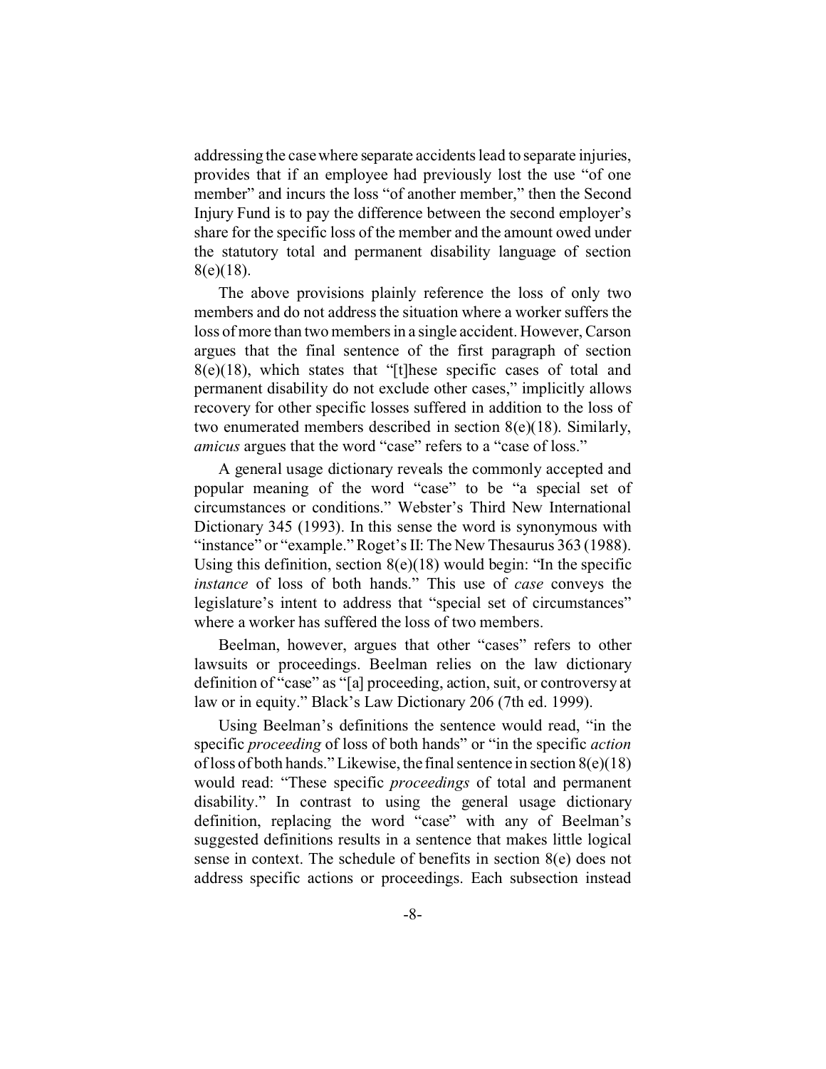addressing the case where separate accidents lead to separate injuries, provides that if an employee had previously lost the use "of one member" and incurs the loss "of another member," then the Second Injury Fund is to pay the difference between the second employer's share for the specific loss of the member and the amount owed under the statutory total and permanent disability language of section 8(e)(18).

The above provisions plainly reference the loss of only two members and do not address the situation where a worker suffers the loss of more than two members in a single accident. However, Carson argues that the final sentence of the first paragraph of section 8(e)(18), which states that "[t]hese specific cases of total and permanent disability do not exclude other cases," implicitly allows recovery for other specific losses suffered in addition to the loss of two enumerated members described in section 8(e)(18). Similarly, *amicus* argues that the word "case" refers to a "case of loss."

A general usage dictionary reveals the commonly accepted and popular meaning of the word "case" to be "a special set of circumstances or conditions." Webster's Third New International Dictionary 345 (1993). In this sense the word is synonymous with "instance" or "example." Roget's II: The New Thesaurus 363 (1988). Using this definition, section 8(e)(18) would begin: "In the specific *instance* of loss of both hands." This use of *case* conveys the legislature's intent to address that "special set of circumstances" where a worker has suffered the loss of two members.

Beelman, however, argues that other "cases" refers to other lawsuits or proceedings. Beelman relies on the law dictionary definition of "case" as "[a] proceeding, action, suit, or controversy at law or in equity." Black's Law Dictionary 206 (7th ed. 1999).

Using Beelman's definitions the sentence would read, "in the specific *proceeding* of loss of both hands" or "in the specific *action* of loss of both hands." Likewise, the final sentence in section 8(e)(18) would read: "These specific *proceedings* of total and permanent disability." In contrast to using the general usage dictionary definition, replacing the word "case" with any of Beelman's suggested definitions results in a sentence that makes little logical sense in context. The schedule of benefits in section 8(e) does not address specific actions or proceedings. Each subsection instead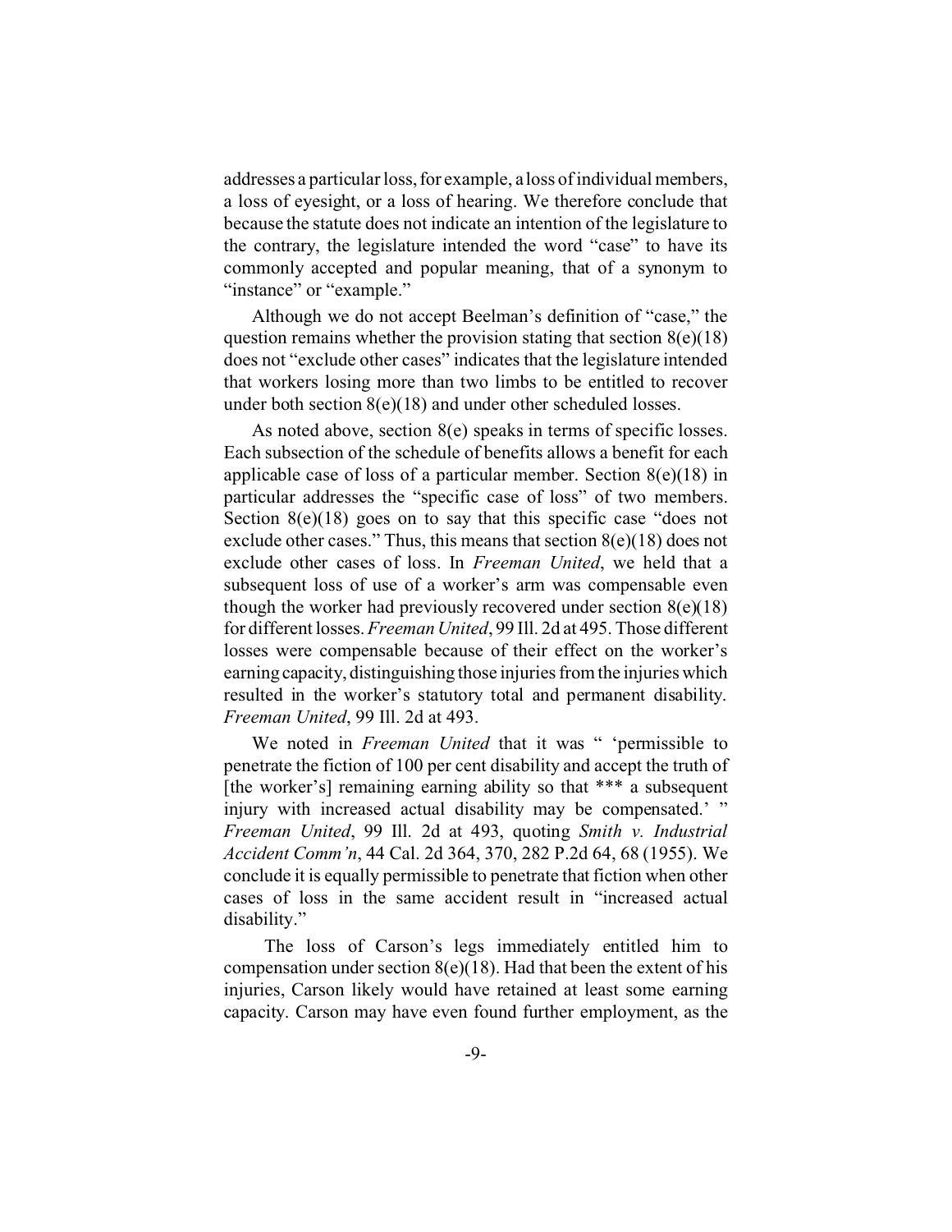addresses a particular loss, for example, a loss of individual members, a loss of eyesight, or a loss of hearing. We therefore conclude that because the statute does not indicate an intention of the legislature to the contrary, the legislature intended the word "case" to have its commonly accepted and popular meaning, that of a synonym to "instance" or "example."

Although we do not accept Beelman's definition of "case," the question remains whether the provision stating that section 8(e)(18) does not "exclude other cases" indicates that the legislature intended that workers losing more than two limbs to be entitled to recover under both section 8(e)(18) and under other scheduled losses.

As noted above, section 8(e) speaks in terms of specific losses. Each subsection of the schedule of benefits allows a benefit for each applicable case of loss of a particular member. Section 8(e)(18) in particular addresses the "specific case of loss" of two members. Section 8(e)(18) goes on to say that this specific case "does not exclude other cases." Thus, this means that section 8(e)(18) does not exclude other cases of loss. In *Freeman United*, we held that a subsequent loss of use of a worker's arm was compensable even though the worker had previously recovered under section 8(e)(18) for different losses. *Freeman United*, 99 Ill. 2d at 495. Those different losses were compensable because of their effect on the worker's earning capacity, distinguishing those injuries from the injuries which resulted in the worker's statutory total and permanent disability. *Freeman United*, 99 Ill. 2d at 493.

We noted in *Freeman United* that it was " 'permissible to penetrate the fiction of 100 per cent disability and accept the truth of [the worker's] remaining earning ability so that *** a subsequent injury with increased actual disability may be compensated.' " *Freeman United*, 99 Ill. 2d at 493, quoting *Smith v. Industrial Accident Comm'n*, 44 Cal. 2d 364, 370, 282 P.2d 64, 68 (1955). We conclude it is equally permissible to penetrate that fiction when other cases of loss in the same accident result in "increased actual disability."

The loss of Carson's legs immediately entitled him to compensation under section 8(e)(18). Had that been the extent of his injuries, Carson likely would have retained at least some earning capacity. Carson may have even found further employment, as the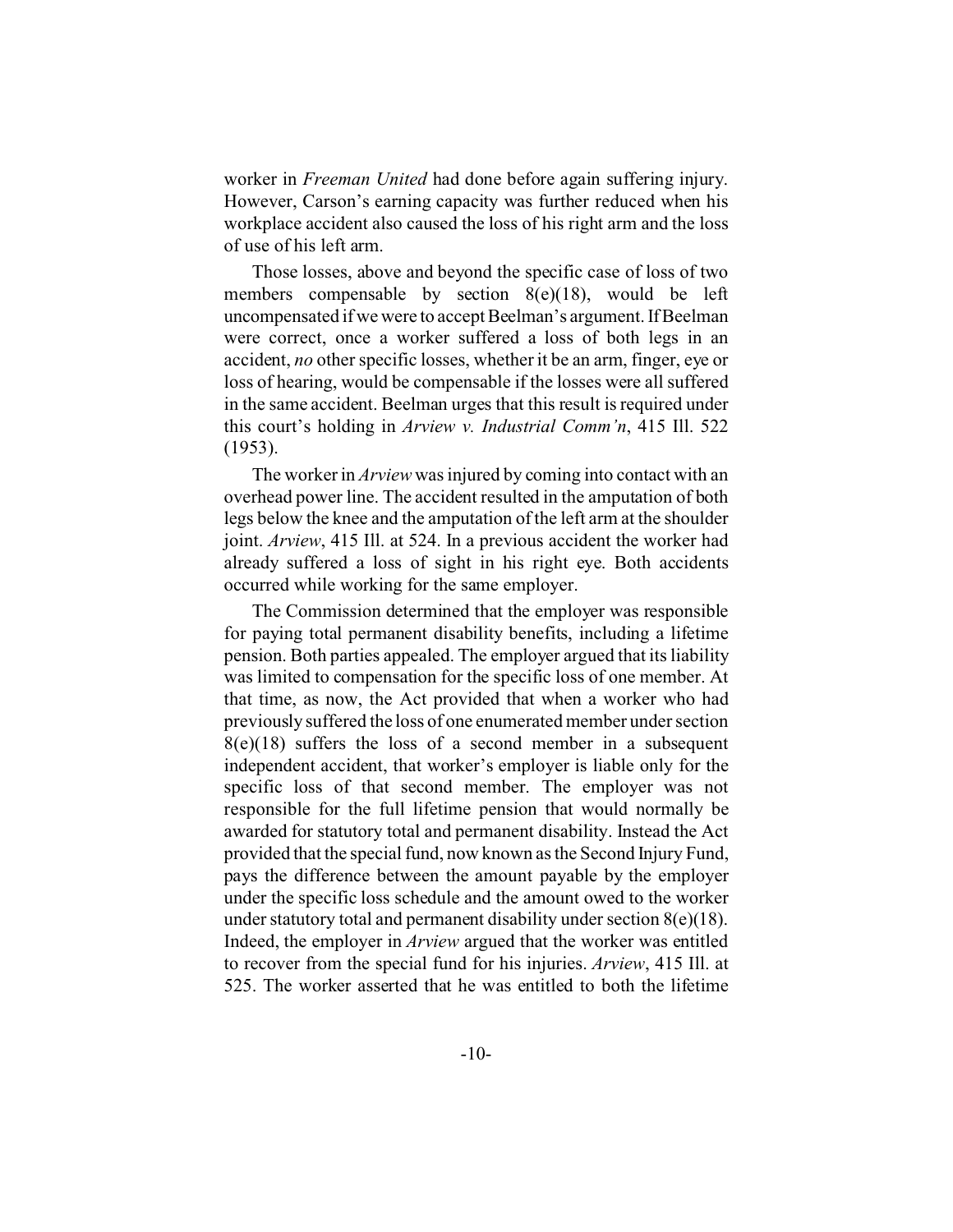worker in *Freeman United* had done before again suffering injury. However, Carson's earning capacity was further reduced when his workplace accident also caused the loss of his right arm and the loss of use of his left arm.

Those losses, above and beyond the specific case of loss of two members compensable by section 8(e)(18), would be left uncompensated if we were to accept Beelman's argument. If Beelman were correct, once a worker suffered a loss of both legs in an accident, *no* other specific losses, whether it be an arm, finger, eye or loss of hearing, would be compensable if the losses were all suffered in the same accident. Beelman urges that this result is required under this court's holding in *Arview v. Industrial Comm'n*, 415 Ill. 522 (1953).

The worker in *Arview* was injured by coming into contact with an overhead power line. The accident resulted in the amputation of both legs below the knee and the amputation of the left arm at the shoulder joint. *Arview*, 415 Ill. at 524. In a previous accident the worker had already suffered a loss of sight in his right eye. Both accidents occurred while working for the same employer.

The Commission determined that the employer was responsible for paying total permanent disability benefits, including a lifetime pension. Both parties appealed. The employer argued that its liability was limited to compensation for the specific loss of one member. At that time, as now, the Act provided that when a worker who had previously suffered the loss of one enumerated member under section 8(e)(18) suffers the loss of a second member in a subsequent independent accident, that worker's employer is liable only for the specific loss of that second member. The employer was not responsible for the full lifetime pension that would normally be awarded for statutory total and permanent disability. Instead the Act provided that the special fund, now known as the Second Injury Fund, pays the difference between the amount payable by the employer under the specific loss schedule and the amount owed to the worker under statutory total and permanent disability under section 8(e)(18). Indeed, the employer in *Arview* argued that the worker was entitled to recover from the special fund for his injuries. *Arview*, 415 Ill. at 525. The worker asserted that he was entitled to both the lifetime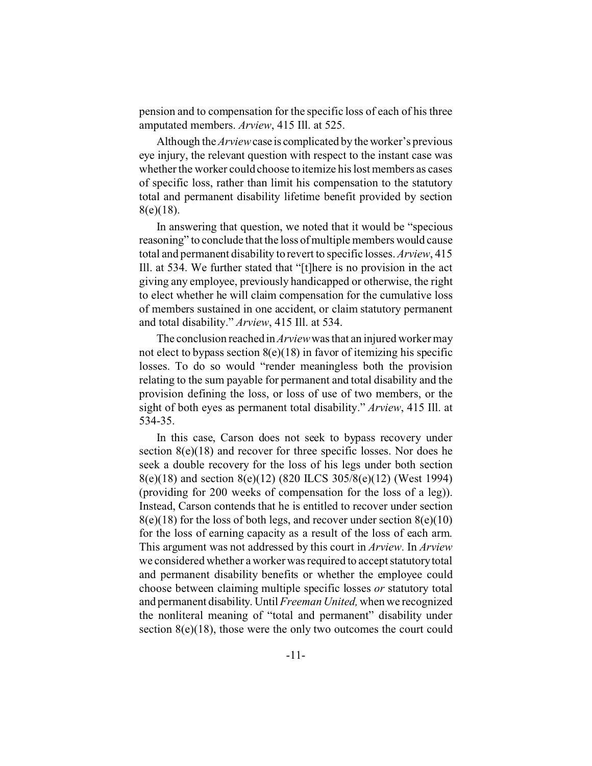pension and to compensation for the specific loss of each of his three amputated members. *Arview*, 415 Ill. at 525.

Although the *Arview* case is complicated by the worker's previous eye injury, the relevant question with respect to the instant case was whether the worker could choose to itemize his lost members as cases of specific loss, rather than limit his compensation to the statutory total and permanent disability lifetime benefit provided by section 8(e)(18).

In answering that question, we noted that it would be "specious reasoning" to conclude that the loss of multiple members would cause total and permanent disability to revert to specific losses. *Arview*, 415 Ill. at 534. We further stated that "[t]here is no provision in the act giving any employee, previously handicapped or otherwise, the right to elect whether he will claim compensation for the cumulative loss of members sustained in one accident, or claim statutory permanent and total disability." *Arview*, 415 Ill. at 534.

The conclusion reached in *Arview* was that an injured worker may not elect to bypass section 8(e)(18) in favor of itemizing his specific losses. To do so would "render meaningless both the provision relating to the sum payable for permanent and total disability and the provision defining the loss, or loss of use of two members, or the sight of both eyes as permanent total disability." *Arview*, 415 Ill. at 534-35.

In this case, Carson does not seek to bypass recovery under section 8(e)(18) and recover for three specific losses. Nor does he seek a double recovery for the loss of his legs under both section 8(e)(18) and section 8(e)(12) (820 ILCS 305/8(e)(12) (West 1994) (providing for 200 weeks of compensation for the loss of a leg)). Instead, Carson contends that he is entitled to recover under section 8(e)(18) for the loss of both legs, and recover under section 8(e)(10) for the loss of earning capacity as a result of the loss of each arm. This argument was not addressed by this court in *Arview*. In *Arview* we considered whether a worker was required to accept statutory total and permanent disability benefits or whether the employee could choose between claiming multiple specific losses *or* statutory total and permanent disability. Until *Freeman United,* when we recognized the nonliteral meaning of "total and permanent" disability under section 8(e)(18), those were the only two outcomes the court could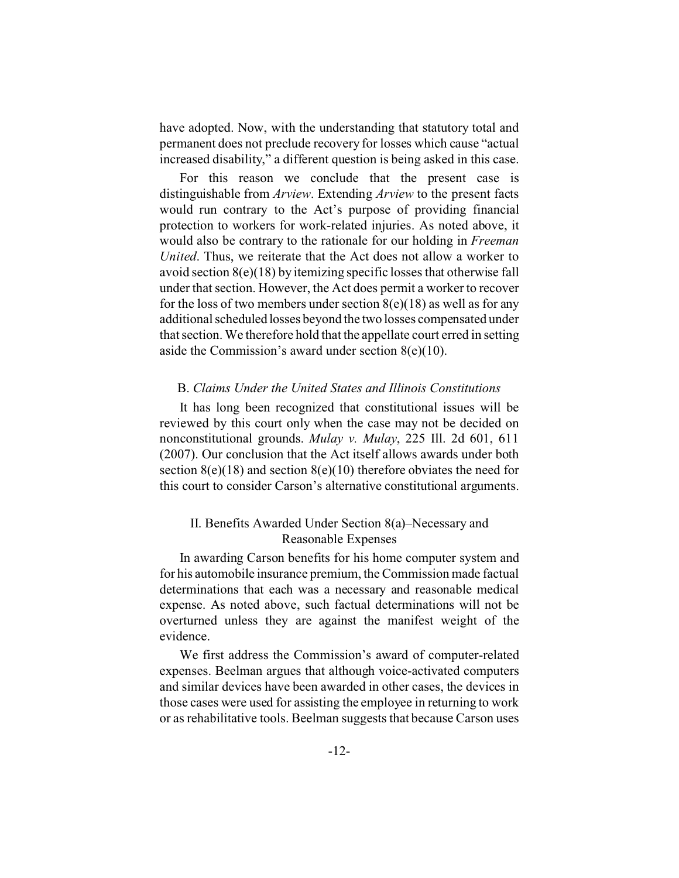have adopted. Now, with the understanding that statutory total and permanent does not preclude recovery for losses which cause "actual increased disability," a different question is being asked in this case.

For this reason we conclude that the present case is distinguishable from *Arview*. Extending *Arview* to the present facts would run contrary to the Act's purpose of providing financial protection to workers for work-related injuries. As noted above, it would also be contrary to the rationale for our holding in *Freeman United*. Thus, we reiterate that the Act does not allow a worker to avoid section 8(e)(18) by itemizing specific losses that otherwise fall under that section. However, the Act does permit a worker to recover for the loss of two members under section 8(e)(18) as well as for any additional scheduled losses beyond the two losses compensated under that section. We therefore hold that the appellate court erred in setting aside the Commission's award under section 8(e)(10).

### B. *Claims Under the United States and Illinois Constitutions*

It has long been recognized that constitutional issues will be reviewed by this court only when the case may not be decided on nonconstitutional grounds. *Mulay v. Mulay*, 225 Ill. 2d 601, 611 (2007). Our conclusion that the Act itself allows awards under both section 8(e)(18) and section 8(e)(10) therefore obviates the need for this court to consider Carson's alternative constitutional arguments.

## II. Benefits Awarded Under Section 8(a)–Necessary and Reasonable Expenses

In awarding Carson benefits for his home computer system and for his automobile insurance premium, the Commission made factual determinations that each was a necessary and reasonable medical expense. As noted above, such factual determinations will not be overturned unless they are against the manifest weight of the evidence.

We first address the Commission's award of computer-related expenses. Beelman argues that although voice-activated computers and similar devices have been awarded in other cases, the devices in those cases were used for assisting the employee in returning to work or as rehabilitative tools. Beelman suggests that because Carson uses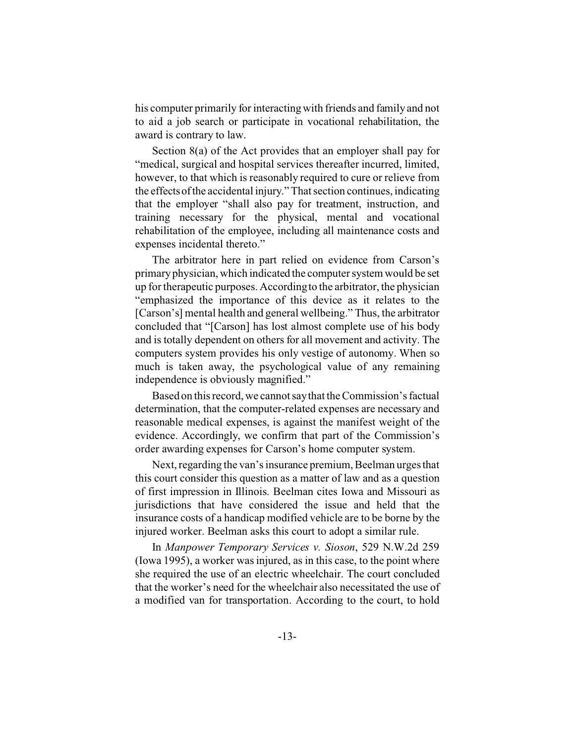his computer primarily for interacting with friends and family and not to aid a job search or participate in vocational rehabilitation, the award is contrary to law.

Section 8(a) of the Act provides that an employer shall pay for "medical, surgical and hospital services thereafter incurred, limited, however, to that which is reasonably required to cure or relieve from the effects of the accidental injury." That section continues, indicating that the employer "shall also pay for treatment, instruction, and training necessary for the physical, mental and vocational rehabilitation of the employee, including all maintenance costs and expenses incidental thereto."

The arbitrator here in part relied on evidence from Carson's primary physician, which indicated the computer system would be set up for therapeutic purposes. According to the arbitrator, the physician "emphasized the importance of this device as it relates to the [Carson's] mental health and general wellbeing." Thus, the arbitrator concluded that "[Carson] has lost almost complete use of his body and is totally dependent on others for all movement and activity. The computers system provides his only vestige of autonomy. When so much is taken away, the psychological value of any remaining independence is obviously magnified."

Based on this record, we cannot say that the Commission's factual determination, that the computer-related expenses are necessary and reasonable medical expenses, is against the manifest weight of the evidence. Accordingly, we confirm that part of the Commission's order awarding expenses for Carson's home computer system.

Next, regarding the van's insurance premium, Beelman urges that this court consider this question as a matter of law and as a question of first impression in Illinois. Beelman cites Iowa and Missouri as jurisdictions that have considered the issue and held that the insurance costs of a handicap modified vehicle are to be borne by the injured worker. Beelman asks this court to adopt a similar rule.

In *Manpower Temporary Services v. Sioson*, 529 N.W.2d 259 (Iowa 1995), a worker was injured, as in this case, to the point where she required the use of an electric wheelchair. The court concluded that the worker's need for the wheelchair also necessitated the use of a modified van for transportation. According to the court, to hold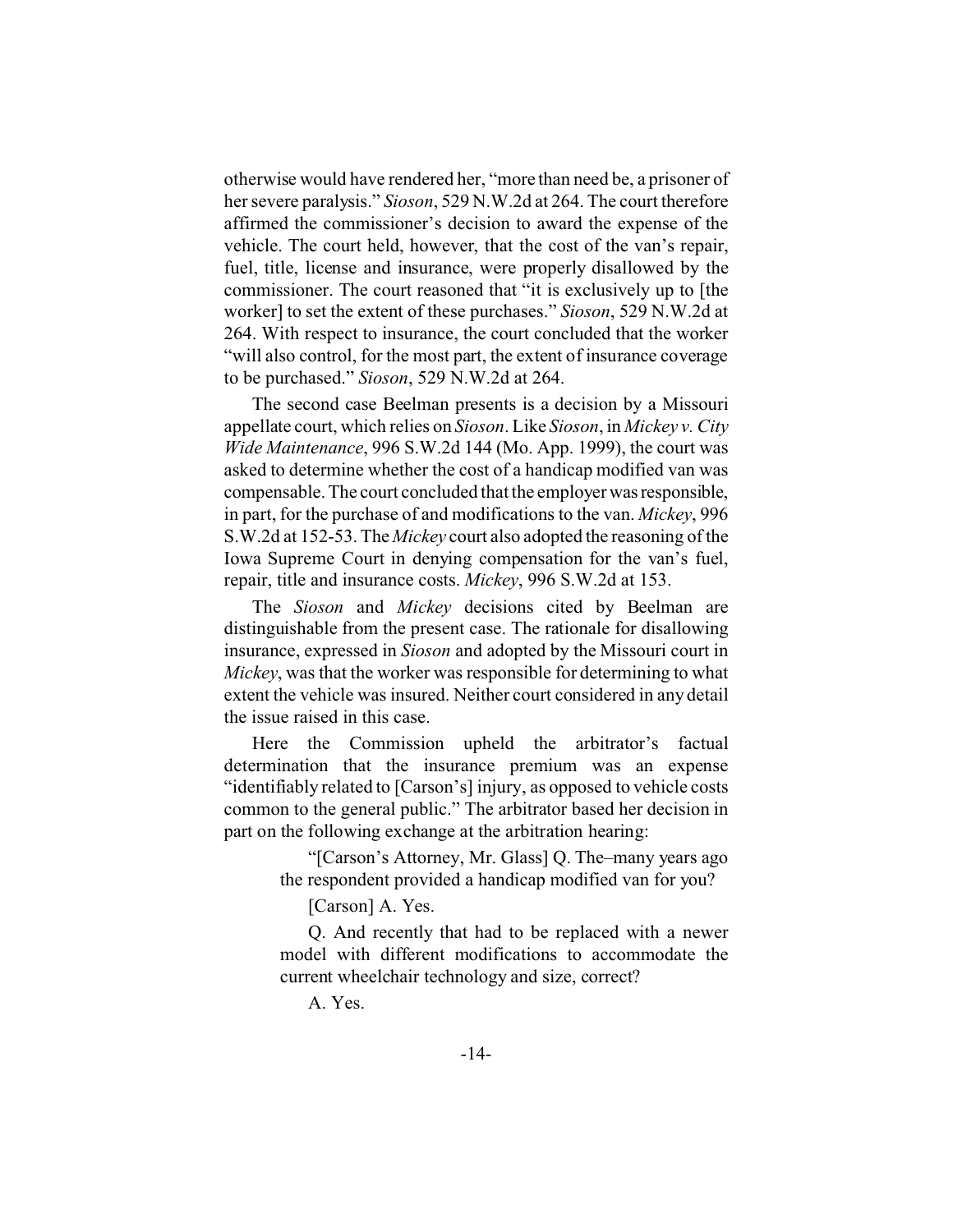otherwise would have rendered her, "more than need be, a prisoner of her severe paralysis." *Sioson*, 529 N.W.2d at 264. The court therefore affirmed the commissioner's decision to award the expense of the vehicle. The court held, however, that the cost of the van's repair, fuel, title, license and insurance, were properly disallowed by the commissioner. The court reasoned that "it is exclusively up to [the worker] to set the extent of these purchases." *Sioson*, 529 N.W.2d at 264. With respect to insurance, the court concluded that the worker "will also control, for the most part, the extent of insurance coverage to be purchased." *Sioson*, 529 N.W.2d at 264.

The second case Beelman presents is a decision by a Missouri appellate court, which relies on *Sioson*. Like *Sioson*, in *Mickey v. City Wide Maintenance*, 996 S.W.2d 144 (Mo. App. 1999), the court was asked to determine whether the cost of a handicap modified van was compensable. The court concluded that the employer was responsible, in part, for the purchase of and modifications to the van. *Mickey*, 996 S.W.2d at 152-53. The *Mickey* court also adopted the reasoning of the Iowa Supreme Court in denying compensation for the van's fuel, repair, title and insurance costs. *Mickey*, 996 S.W.2d at 153.

The *Sioson* and *Mickey* decisions cited by Beelman are distinguishable from the present case. The rationale for disallowing insurance, expressed in *Sioson* and adopted by the Missouri court in *Mickey*, was that the worker was responsible for determining to what extent the vehicle was insured. Neither court considered in any detail the issue raised in this case.

Here the Commission upheld the arbitrator's factual determination that the insurance premium was an expense "identifiably related to [Carson's] injury, as opposed to vehicle costs common to the general public." The arbitrator based her decision in part on the following exchange at the arbitration hearing:

> "[Carson's Attorney, Mr. Glass] Q. The–many years ago the respondent provided a handicap modified van for you?
>
> [Carson] A. Yes.
>
> Q. And recently that had to be replaced with a newer model with different modifications to accommodate the current wheelchair technology and size, correct?
>
> A. Yes.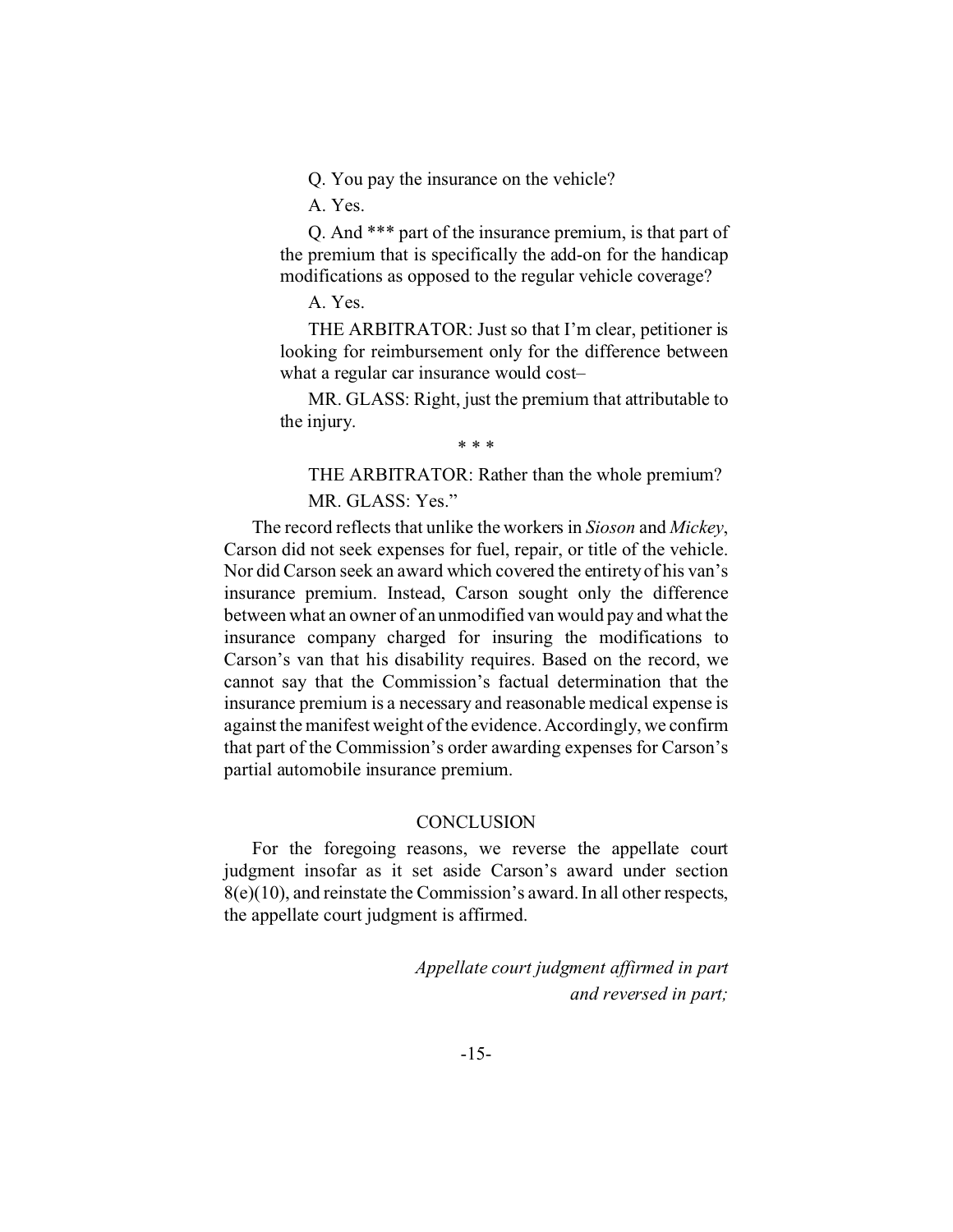Q. You pay the insurance on the vehicle?

A. Yes.

Q. And *** part of the insurance premium, is that part of the premium that is specifically the add-on for the handicap modifications as opposed to the regular vehicle coverage?

A. Yes.

THE ARBITRATOR: Just so that I'm clear, petitioner is looking for reimbursement only for the difference between what a regular car insurance would cost–

MR. GLASS: Right, just the premium that attributable to the injury.

\* \* \*

THE ARBITRATOR: Rather than the whole premium?

MR. GLASS: Yes."

The record reflects that unlike the workers in *Sioson* and *Mickey*, Carson did not seek expenses for fuel, repair, or title of the vehicle. Nor did Carson seek an award which covered the entirety of his van's insurance premium. Instead, Carson sought only the difference between what an owner of an unmodified van would pay and what the insurance company charged for insuring the modifications to Carson's van that his disability requires. Based on the record, we cannot say that the Commission's factual determination that the insurance premium is a necessary and reasonable medical expense is against the manifest weight of the evidence. Accordingly, we confirm that part of the Commission's order awarding expenses for Carson's partial automobile insurance premium.

## CONCLUSION

For the foregoing reasons, we reverse the appellate court judgment insofar as it set aside Carson's award under section 8(e)(10), and reinstate the Commission's award. In all other respects, the appellate court judgment is affirmed.

*Appellate court judgment affirmed in part and reversed in part;*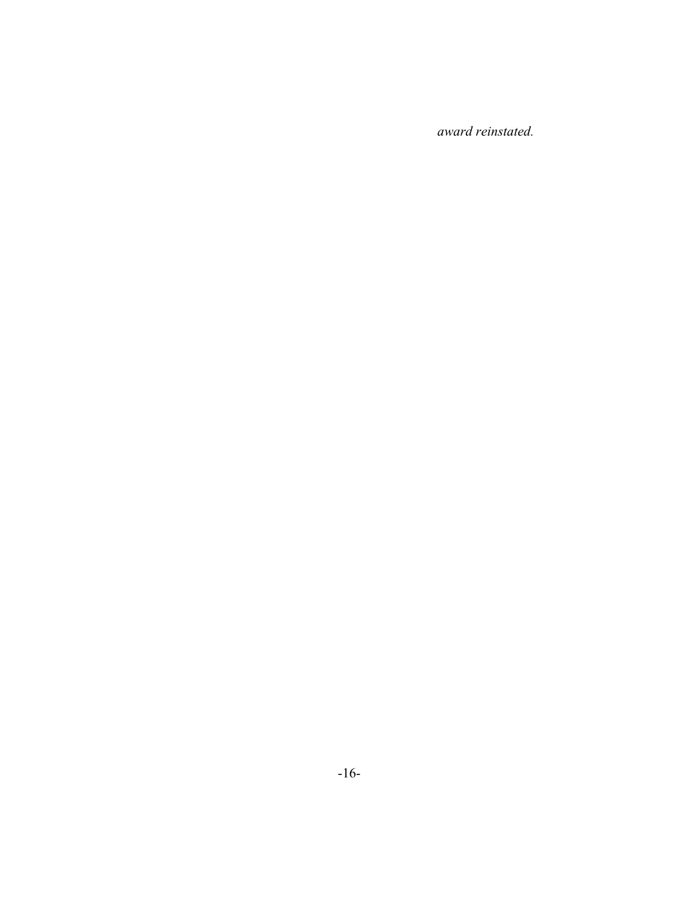*award reinstated.*